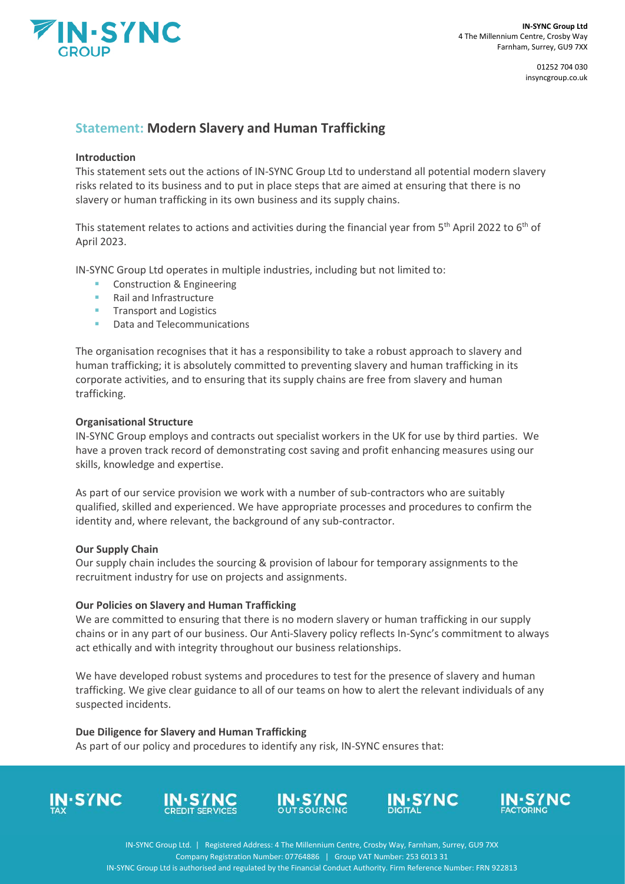# Statement: Modern Slavery and Human Trafficking

**Introduction**

This statement sets out the actions of IN-SYNC Group Ltd to understand all potential modern slavery risks related to its business and to put in place steps that are aimed at ensuring that there is no slavery or human trafficking in its own business and its supply chains.

This statement relates to actions and activities during the financial year from 5th April 2022 to 6th of April 2023.

IN-SYNC Group Ltd operates in multiple industries, including but not limited to:

- Construction & Engineering
- Rail and Infrastructure
- Transport and Logistics
- Data and Telecommunications

The organisation recognises that it has a responsibility to take a robust approach to slavery and human trafficking; it is absolutely committed to preventing slavery and human trafficking in its corporate activities, and to ensuring that its supply chains are free from slavery and human trafficking.

**Organisational Structure**

IN-SYNC Group employs and contracts out specialist workers in the UK for use by third parties. We have a proven track record of demonstrating cost saving and profit enhancing measures using our skills, knowledge and expertise.

As part of our service provision we work with a number of sub-contractors who are suitably qualified, skilled and experienced. We have appropriate processes and procedures to confirm the identity and, where relevant, the background of any sub-contractor.

**Our Supply Chain**

Our supply chain includes the sourcing & provision of labour for temporary assignments to the recruitment industry for use on projects and assignments.

**Our Policies on Slavery and Human Trafficking**

We are committed to ensuring that there is no modern slavery or human trafficking in our supply chains or in any part of our business. Our Anti-Slavery policy reflects In-Sync's commitment to always act ethically and with integrity throughout our business relationships.

We have developed robust systems and procedures to test for the presence of slavery and human trafficking. We give clear guidance to all of our teams on how to alert the relevant individuals of any suspected incidents.

**Due Diligence for Slavery and Human Trafficking**

As part of our policy and procedures to identify any risk, IN-SYNC ensures that: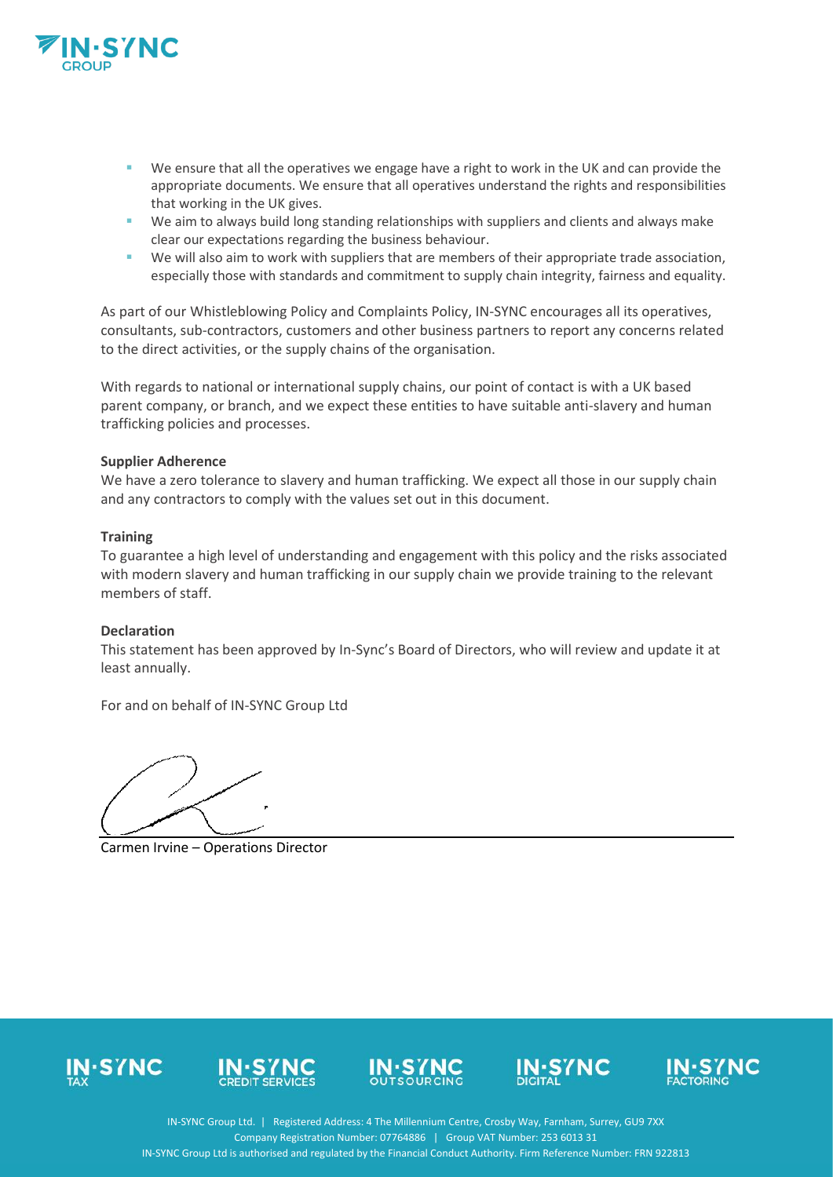- We ensure that all the operatives we engage have a right to work in the UK and can provide the appropriate documents. We ensure that all operatives understand the rights and responsibilities that working in the UK gives.
- We aim to always build long standing relationships with suppliers and clients and always make clear our expectations regarding the business behaviour.
- We will also aim to work with suppliers that are members of their appropriate trade association, especially those with standards and commitment to supply chain integrity, fairness and equality.

As part of our Whistleblowing Policy and Complaints Policy, IN-SYNC encourages all its operatives, consultants, sub-contractors, customers and other business partners to report any concerns related to the direct activities, or the supply chains of the organisation.

With regards to national or international supply chains, our point of contact is with a UK based parent company, or branch, and we expect these entities to have suitable anti-slavery and human trafficking policies and processes.

**Supplier Adherence**

We have a zero tolerance to slavery and human trafficking. We expect all those in our supply chain and any contractors to comply with the values set out in this document.

**Training**

To guarantee a high level of understanding and engagement with this policy and the risks associated with modern slavery and human trafficking in our supply chain we provide training to the relevant members of staff.

**Declaration**

This statement has been approved by In-Sync's Board of Directors, who will review and update it at least annually.

For and on behalf of IN-SYNC Group Ltd

Carmen Irvine – Operations Director

IN-SYNC Group Ltd. | Registered Address: 4 The Millennium Centre, Crosby Way, Farnham, Surrey, GU9 7XX
Company Registration Number: 07764886 | Group VAT Number: 253 6013 31
IN-SYNC Group Ltd is authorised and regulated by the Financial Conduct Authority. Firm Reference Number: FRN 922813